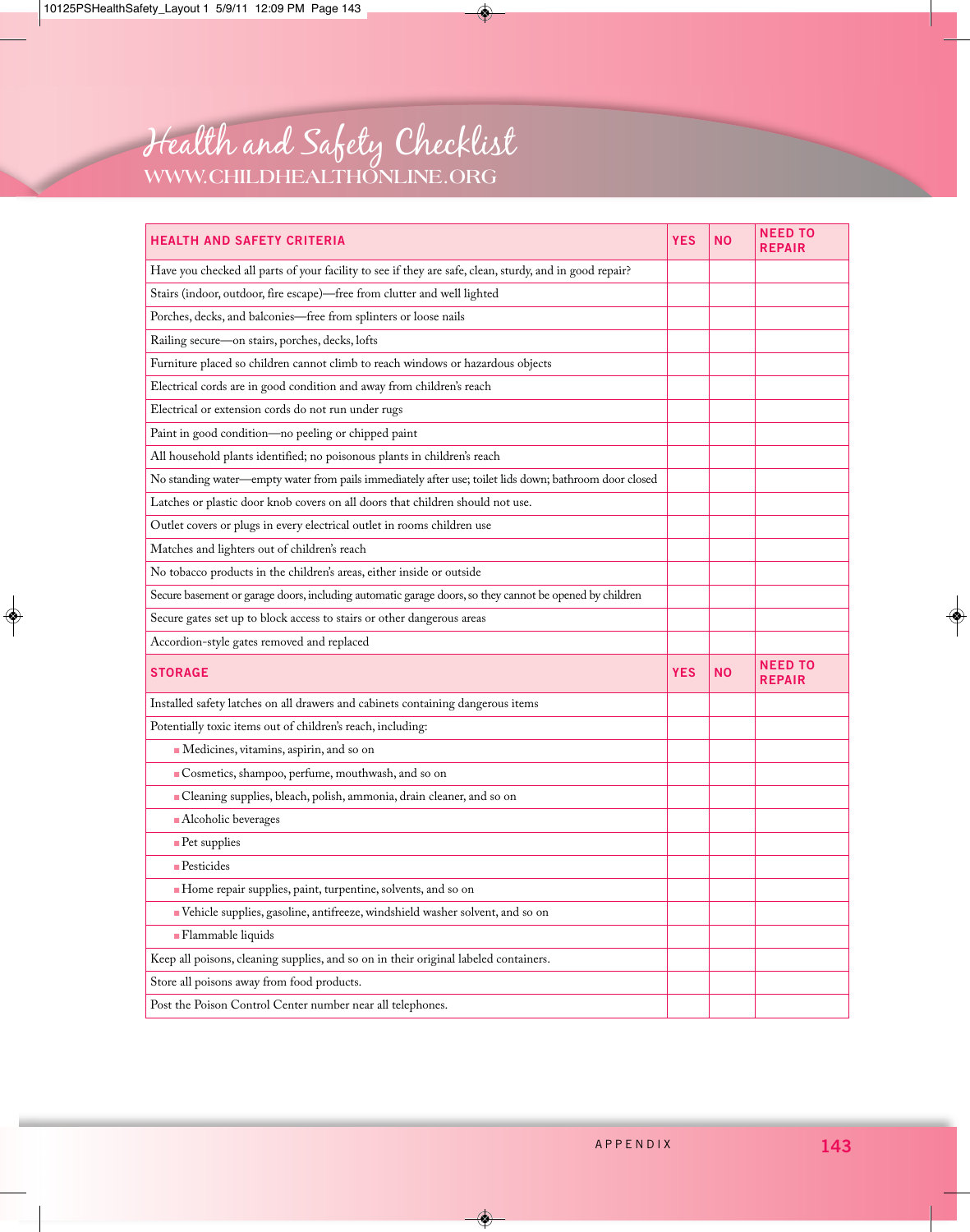# Health and Safety Checklist

WWW.CHILDHEALTHONLINE.ORG

| HEALTH AND SAFETY CRITERIA | YES | NO | NEED TO REPAIR |
|---|---|---|---|
| Have you checked all parts of your facility to see if they are safe, clean, sturdy, and in good repair? | | | |
| Stairs (indoor, outdoor, fire escape)—free from clutter and well lighted | | | |
| Porches, decks, and balconies—free from splinters or loose nails | | | |
| Railing secure—on stairs, porches, decks, lofts | | | |
| Furniture placed so children cannot climb to reach windows or hazardous objects | | | |
| Electrical cords are in good condition and away from children's reach | | | |
| Electrical or extension cords do not run under rugs | | | |
| Paint in good condition—no peeling or chipped paint | | | |
| All household plants identified; no poisonous plants in children's reach | | | |
| No standing water—empty water from pails immediately after use; toilet lids down; bathroom door closed | | | |
| Latches or plastic door knob covers on all doors that children should not use. | | | |
| Outlet covers or plugs in every electrical outlet in rooms children use | | | |
| Matches and lighters out of children's reach | | | |
| No tobacco products in the children's areas, either inside or outside | | | |
| Secure basement or garage doors, including automatic garage doors, so they cannot be opened by children | | | |
| Secure gates set up to block access to stairs or other dangerous areas | | | |
| Accordion-style gates removed and replaced | | | |
| **STORAGE** | **YES** | **NO** | **NEED TO REPAIR** |
| Installed safety latches on all drawers and cabinets containing dangerous items | | | |
| Potentially toxic items out of children's reach, including: | | | |
| ▪ Medicines, vitamins, aspirin, and so on | | | |
| ▪ Cosmetics, shampoo, perfume, mouthwash, and so on | | | |
| ▪ Cleaning supplies, bleach, polish, ammonia, drain cleaner, and so on | | | |
| ▪ Alcoholic beverages | | | |
| ▪ Pet supplies | | | |
| ▪ Pesticides | | | |
| ▪ Home repair supplies, paint, turpentine, solvents, and so on | | | |
| ▪ Vehicle supplies, gasoline, antifreeze, windshield washer solvent, and so on | | | |
| ▪ Flammable liquids | | | |
| Keep all poisons, cleaning supplies, and so on in their original labeled containers. | | | |
| Store all poisons away from food products. | | | |
| Post the Poison Control Center number near all telephones. | | | |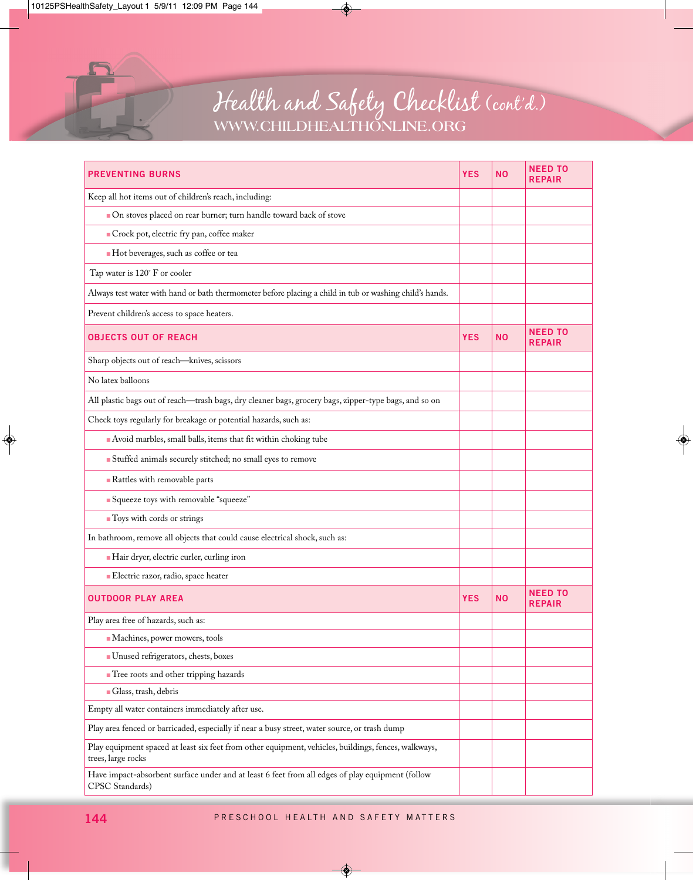# Health and Safety Checklist (cont'd.)

WWW.CHILDHEALTHONLINE.ORG

| PREVENTING BURNS | YES | NO | NEED TO REPAIR |
|---|---|---|---|
| Keep all hot items out of children's reach, including: | | | |
| ■ On stoves placed on rear burner; turn handle toward back of stove | | | |
| ■ Crock pot, electric fry pan, coffee maker | | | |
| ■ Hot beverages, such as coffee or tea | | | |
| Tap water is 120° F or cooler | | | |
| Always test water with hand or bath thermometer before placing a child in tub or washing child's hands. | | | |
| Prevent children's access to space heaters. | | | |
| **OBJECTS OUT OF REACH** | **YES** | **NO** | **NEED TO REPAIR** |
| Sharp objects out of reach—knives, scissors | | | |
| No latex balloons | | | |
| All plastic bags out of reach—trash bags, dry cleaner bags, grocery bags, zipper-type bags, and so on | | | |
| Check toys regularly for breakage or potential hazards, such as: | | | |
| ■ Avoid marbles, small balls, items that fit within choking tube | | | |
| ■ Stuffed animals securely stitched; no small eyes to remove | | | |
| ■ Rattles with removable parts | | | |
| ■ Squeeze toys with removable "squeeze" | | | |
| ■ Toys with cords or strings | | | |
| In bathroom, remove all objects that could cause electrical shock, such as: | | | |
| ■ Hair dryer, electric curler, curling iron | | | |
| ■ Electric razor, radio, space heater | | | |
| **OUTDOOR PLAY AREA** | **YES** | **NO** | **NEED TO REPAIR** |
| Play area free of hazards, such as: | | | |
| ■ Machines, power mowers, tools | | | |
| ■ Unused refrigerators, chests, boxes | | | |
| ■ Tree roots and other tripping hazards | | | |
| ■ Glass, trash, debris | | | |
| Empty all water containers immediately after use. | | | |
| Play area fenced or barricaded, especially if near a busy street, water source, or trash dump | | | |
| Play equipment spaced at least six feet from other equipment, vehicles, buildings, fences, walkways, trees, large rocks | | | |
| Have impact-absorbent surface under and at least 6 feet from all edges of play equipment (follow CPSC Standards) | | | |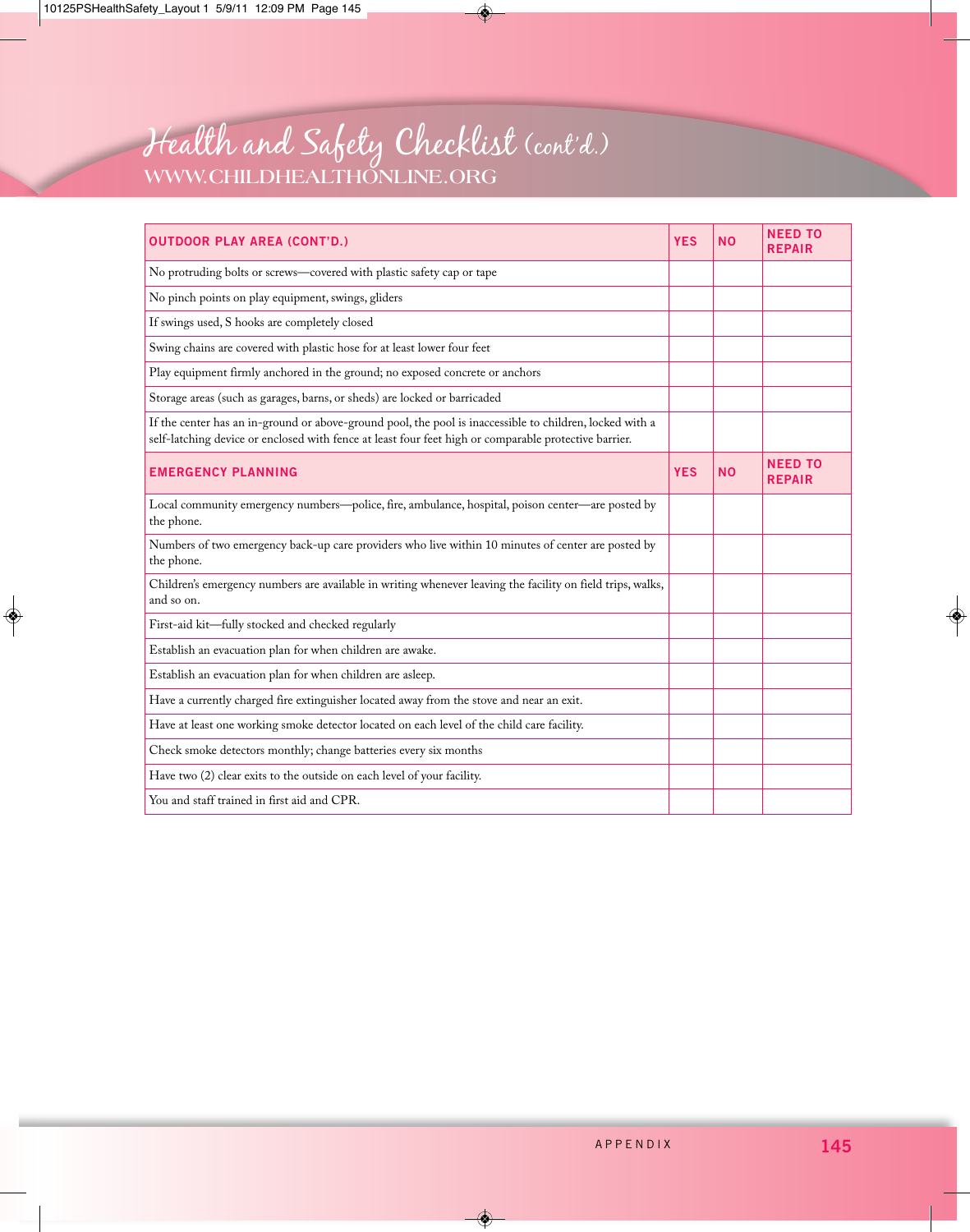# Health and Safety Checklist (cont'd.)

WWW.CHILDHEALTHONLINE.ORG

| OUTDOOR PLAY AREA (CONT'D.) | YES | NO | NEED TO REPAIR |
|---|---|---|---|
| No protruding bolts or screws—covered with plastic safety cap or tape | | | |
| No pinch points on play equipment, swings, gliders | | | |
| If swings used, S hooks are completely closed | | | |
| Swing chains are covered with plastic hose for at least lower four feet | | | |
| Play equipment firmly anchored in the ground; no exposed concrete or anchors | | | |
| Storage areas (such as garages, barns, or sheds) are locked or barricaded | | | |
| If the center has an in-ground or above-ground pool, the pool is inaccessible to children, locked with a self-latching device or enclosed with fence at least four feet high or comparable protective barrier. | | | |
| **EMERGENCY PLANNING** | **YES** | **NO** | **NEED TO REPAIR** |
| Local community emergency numbers—police, fire, ambulance, hospital, poison center—are posted by the phone. | | | |
| Numbers of two emergency back-up care providers who live within 10 minutes of center are posted by the phone. | | | |
| Children's emergency numbers are available in writing whenever leaving the facility on field trips, walks, and so on. | | | |
| First-aid kit—fully stocked and checked regularly | | | |
| Establish an evacuation plan for when children are awake. | | | |
| Establish an evacuation plan for when children are asleep. | | | |
| Have a currently charged fire extinguisher located away from the stove and near an exit. | | | |
| Have at least one working smoke detector located on each level of the child care facility. | | | |
| Check smoke detectors monthly; change batteries every six months | | | |
| Have two (2) clear exits to the outside on each level of your facility. | | | |
| You and staff trained in first aid and CPR. | | | |